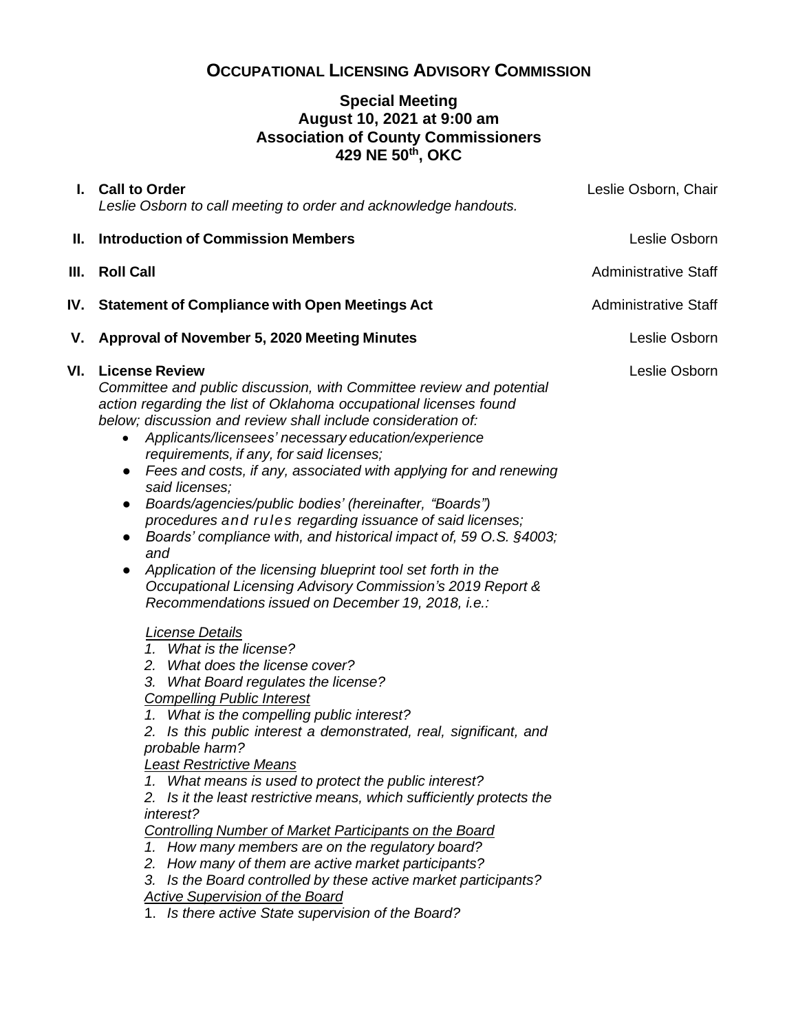# OCCUPATIONAL LICENSING ADVISORY COMMISSION

**Special Meeting**
**August 10, 2021 at 9:00 am**
**Association of County Commissioners**
**429 NE 50th, OKC**

**I. Call to Order** — Leslie Osborn, Chair
*Leslie Osborn to call meeting to order and acknowledge handouts.*

**II. Introduction of Commission Members** — Leslie Osborn

**III. Roll Call** — Administrative Staff

**IV. Statement of Compliance with Open Meetings Act** — Administrative Staff

**V. Approval of November 5, 2020 Meeting Minutes** — Leslie Osborn

**VI. License Review** — Leslie Osborn
*Committee and public discussion, with Committee review and potential action regarding the list of Oklahoma occupational licenses found below; discussion and review shall include consideration of:*

- *Applicants/licensees' necessary education/experience requirements, if any, for said licenses;*
- *Fees and costs, if any, associated with applying for and renewing said licenses;*
- *Boards/agencies/public bodies' (hereinafter, "Boards") procedures and rules regarding issuance of said licenses;*
- *Boards' compliance with, and historical impact of, 59 O.S. §4003; and*
- *Application of the licensing blueprint tool set forth in the Occupational Licensing Advisory Commission's 2019 Report & Recommendations issued on December 19, 2018, i.e.:*

*License Details*
1. *What is the license?*
2. *What does the license cover?*
3. *What Board regulates the license?*

*Compelling Public Interest*
1. *What is the compelling public interest?*
2. *Is this public interest a demonstrated, real, significant, and probable harm?*

*Least Restrictive Means*
1. *What means is used to protect the public interest?*
2. *Is it the least restrictive means, which sufficiently protects the interest?*

*Controlling Number of Market Participants on the Board*
1. *How many members are on the regulatory board?*
2. *How many of them are active market participants?*
3. *Is the Board controlled by these active market participants?*

*Active Supervision of the Board*
1. *Is there active State supervision of the Board?*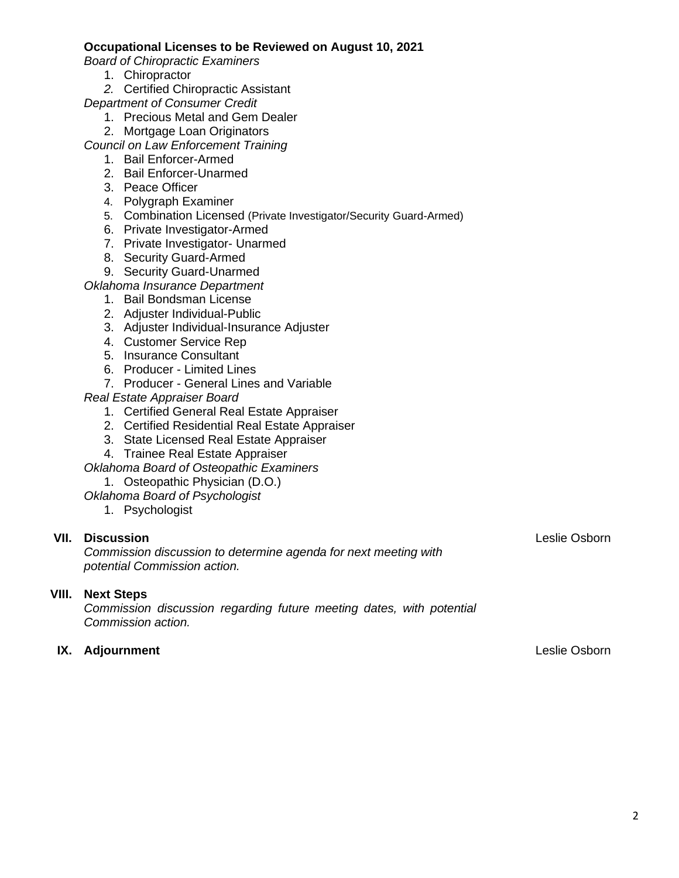**Occupational Licenses to be Reviewed on August 10, 2021**

*Board of Chiropractic Examiners*

1. Chiropractor
2. Certified Chiropractic Assistant

*Department of Consumer Credit*

1. Precious Metal and Gem Dealer
2. Mortgage Loan Originators

*Council on Law Enforcement Training*

1. Bail Enforcer-Armed
2. Bail Enforcer-Unarmed
3. Peace Officer
4. Polygraph Examiner
5. Combination Licensed (Private Investigator/Security Guard-Armed)
6. Private Investigator-Armed
7. Private Investigator- Unarmed
8. Security Guard-Armed
9. Security Guard-Unarmed

*Oklahoma Insurance Department*

1. Bail Bondsman License
2. Adjuster Individual-Public
3. Adjuster Individual-Insurance Adjuster
4. Customer Service Rep
5. Insurance Consultant
6. Producer - Limited Lines
7. Producer - General Lines and Variable

*Real Estate Appraiser Board*

1. Certified General Real Estate Appraiser
2. Certified Residential Real Estate Appraiser
3. State Licensed Real Estate Appraiser
4. Trainee Real Estate Appraiser

*Oklahoma Board of Osteopathic Examiners*

1. Osteopathic Physician (D.O.)

*Oklahoma Board of Psychologist*

1. Psychologist

**VII. Discussion** — Leslie Osborn

*Commission discussion to determine agenda for next meeting with potential Commission action.*

**VIII. Next Steps**

*Commission discussion regarding future meeting dates, with potential Commission action.*

**IX. Adjournment** — Leslie Osborn